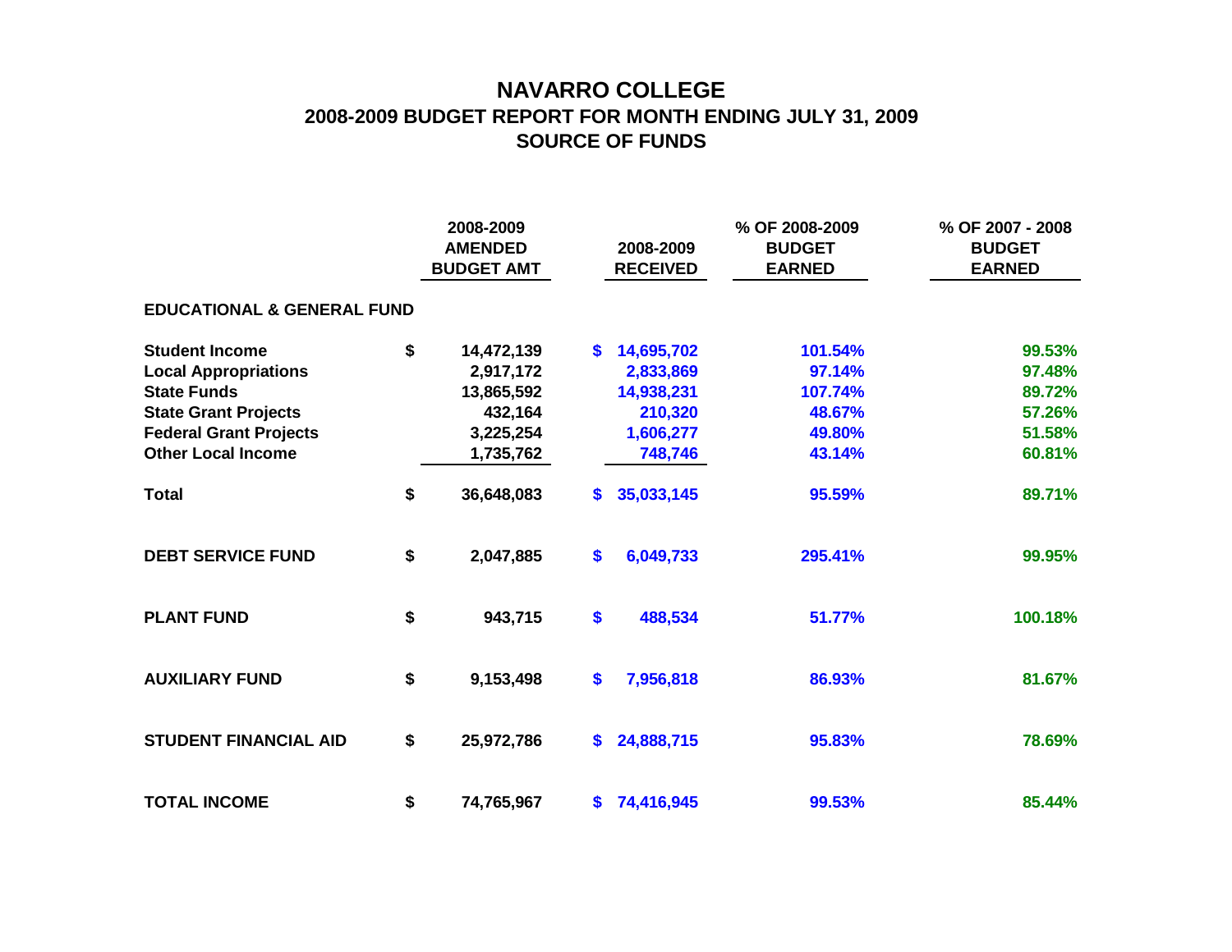# NAVARRO COLLEGE
## 2008-2009 BUDGET REPORT FOR MONTH ENDING JULY 31, 2009
## SOURCE OF FUNDS

| | 2008-2009 AMENDED BUDGET AMT | 2008-2009 RECEIVED | % OF 2008-2009 BUDGET EARNED | % OF 2007 - 2008 BUDGET EARNED |
|---|---|---|---|---|
| **EDUCATIONAL & GENERAL FUND** | | | | |
| **Student Income** | $ 14,472,139 | $ 14,695,702 | 101.54% | 99.53% |
| **Local Appropriations** | 2,917,172 | 2,833,869 | 97.14% | 97.48% |
| **State Funds** | 13,865,592 | 14,938,231 | 107.74% | 89.72% |
| **State Grant Projects** | 432,164 | 210,320 | 48.67% | 57.26% |
| **Federal Grant Projects** | 3,225,254 | 1,606,277 | 49.80% | 51.58% |
| **Other Local Income** | 1,735,762 | 748,746 | 43.14% | 60.81% |
| **Total** | $ 36,648,083 | $ 35,033,145 | 95.59% | 89.71% |
| **DEBT SERVICE FUND** | $ 2,047,885 | $ 6,049,733 | 295.41% | 99.95% |
| **PLANT FUND** | $ 943,715 | $ 488,534 | 51.77% | 100.18% |
| **AUXILIARY FUND** | $ 9,153,498 | $ 7,956,818 | 86.93% | 81.67% |
| **STUDENT FINANCIAL AID** | $ 25,972,786 | $ 24,888,715 | 95.83% | 78.69% |
| **TOTAL INCOME** | $ 74,765,967 | $ 74,416,945 | 99.53% | 85.44% |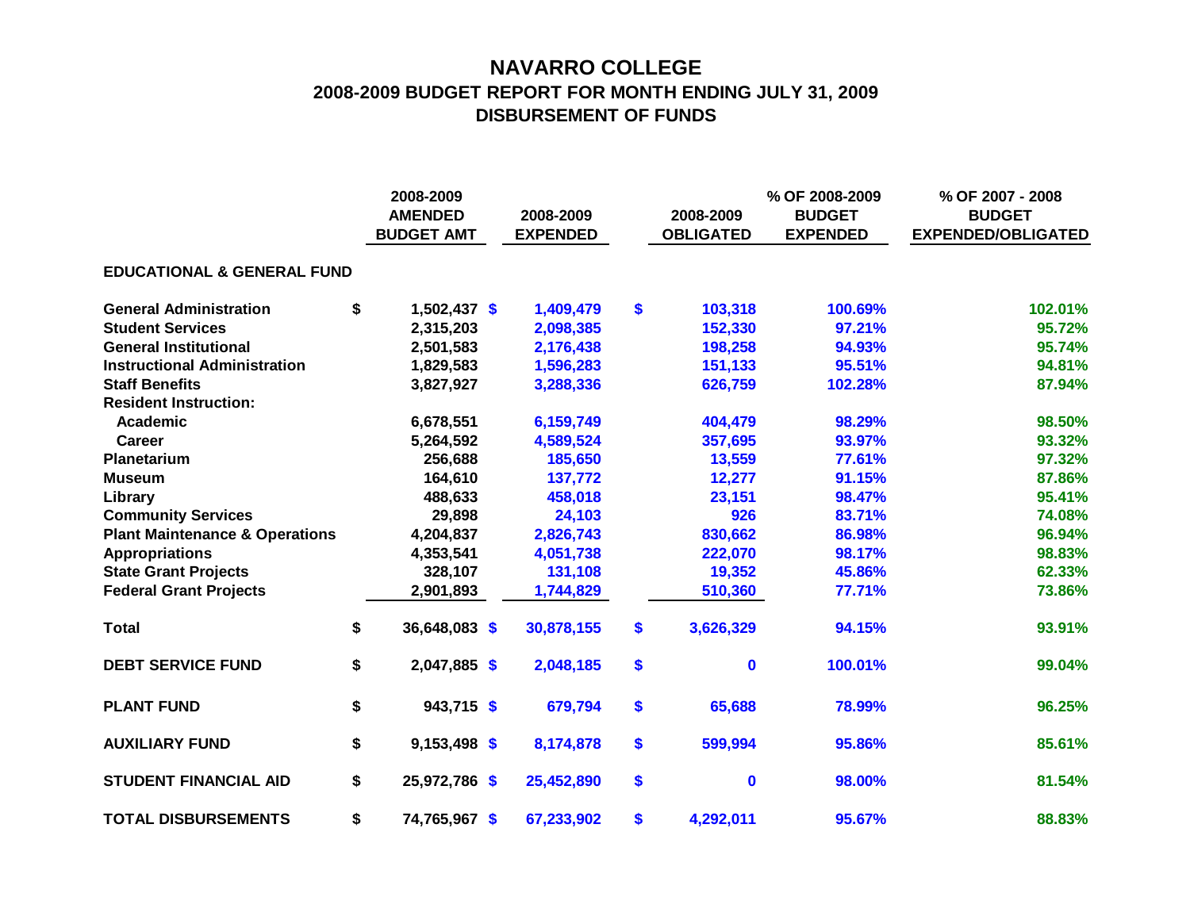# NAVARRO COLLEGE
## 2008-2009 BUDGET REPORT FOR MONTH ENDING JULY 31, 2009
## DISBURSEMENT OF FUNDS

| | 2008-2009 AMENDED BUDGET AMT | 2008-2009 EXPENDED | 2008-2009 OBLIGATED | % OF 2008-2009 BUDGET EXPENDED | % OF 2007 - 2008 BUDGET EXPENDED/OBLIGATED |
|---|---|---|---|---|---|
| **EDUCATIONAL & GENERAL FUND** | | | | | |
| General Administration | $ 1,502,437 | $ 1,409,479 | $ 103,318 | 100.69% | 102.01% |
| Student Services | 2,315,203 | 2,098,385 | 152,330 | 97.21% | 95.72% |
| General Institutional | 2,501,583 | 2,176,438 | 198,258 | 94.93% | 95.74% |
| Instructional Administration | 1,829,583 | 1,596,283 | 151,133 | 95.51% | 94.81% |
| Staff Benefits | 3,827,927 | 3,288,336 | 626,759 | 102.28% | 87.94% |
| Resident Instruction: | | | | | |
| Academic | 6,678,551 | 6,159,749 | 404,479 | 98.29% | 98.50% |
| Career | 5,264,592 | 4,589,524 | 357,695 | 93.97% | 93.32% |
| Planetarium | 256,688 | 185,650 | 13,559 | 77.61% | 97.32% |
| Museum | 164,610 | 137,772 | 12,277 | 91.15% | 87.86% |
| Library | 488,633 | 458,018 | 23,151 | 98.47% | 95.41% |
| Community Services | 29,898 | 24,103 | 926 | 83.71% | 74.08% |
| Plant Maintenance & Operations | 4,204,837 | 2,826,743 | 830,662 | 86.98% | 96.94% |
| Appropriations | 4,353,541 | 4,051,738 | 222,070 | 98.17% | 98.83% |
| State Grant Projects | 328,107 | 131,108 | 19,352 | 45.86% | 62.33% |
| Federal Grant Projects | 2,901,893 | 1,744,829 | 510,360 | 77.71% | 73.86% |
| **Total** | $ 36,648,083 | $ 30,878,155 | $ 3,626,329 | 94.15% | 93.91% |
| **DEBT SERVICE FUND** | $ 2,047,885 | $ 2,048,185 | $ 0 | 100.01% | 99.04% |
| **PLANT FUND** | $ 943,715 | $ 679,794 | $ 65,688 | 78.99% | 96.25% |
| **AUXILIARY FUND** | $ 9,153,498 | $ 8,174,878 | $ 599,994 | 95.86% | 85.61% |
| **STUDENT FINANCIAL AID** | $ 25,972,786 | $ 25,452,890 | $ 0 | 98.00% | 81.54% |
| **TOTAL DISBURSEMENTS** | $ 74,765,967 | $ 67,233,902 | $ 4,292,011 | 95.67% | 88.83% |